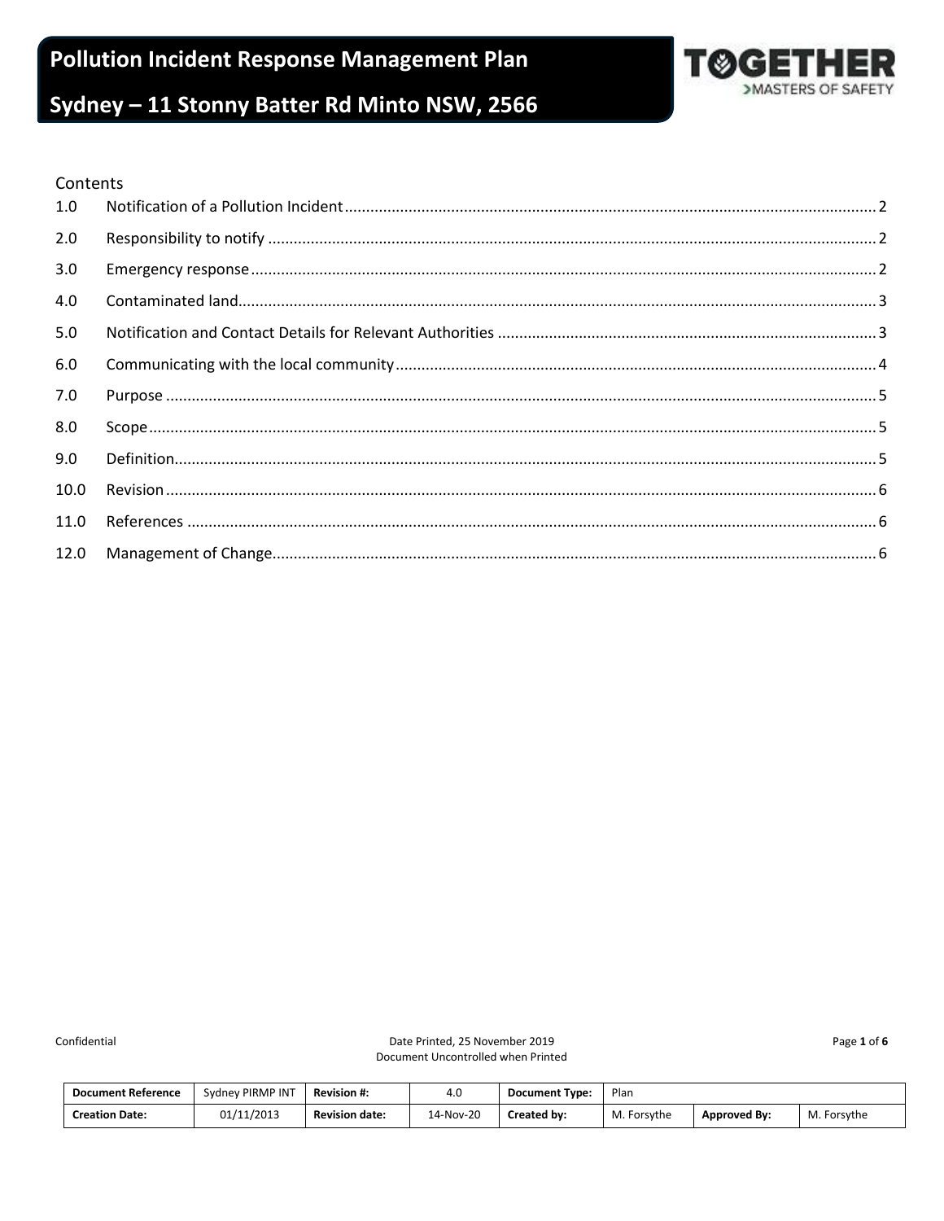# Pollution Incident Response Management Plan

# Sydney – 11 Stonny Batter Rd Minto NSW, 2566

TOGETHER
>MASTERS OF SAFETY

Contents

| | | |
|---|---|---|
| 1.0 | Notification of a Pollution Incident | 2 |
| 2.0 | Responsibility to notify | 2 |
| 3.0 | Emergency response | 2 |
| 4.0 | Contaminated land | 3 |
| 5.0 | Notification and Contact Details for Relevant Authorities | 3 |
| 6.0 | Communicating with the local community | 4 |
| 7.0 | Purpose | 5 |
| 8.0 | Scope | 5 |
| 9.0 | Definition | 5 |
| 10.0 | Revision | 6 |
| 11.0 | References | 6 |
| 12.0 | Management of Change | 6 |

Confidential

Date Printed, 25 November 2019
Document Uncontrolled when Printed

| Document Reference | Sydney PIRMP INT | Revision #: | 4.0 | Document Type: | Plan | | |
|---|---|---|---|---|---|---|---|
| Creation Date: | 01/11/2013 | Revision date: | 14-Nov-20 | Created by: | M. Forsythe | Approved By: | M. Forsythe |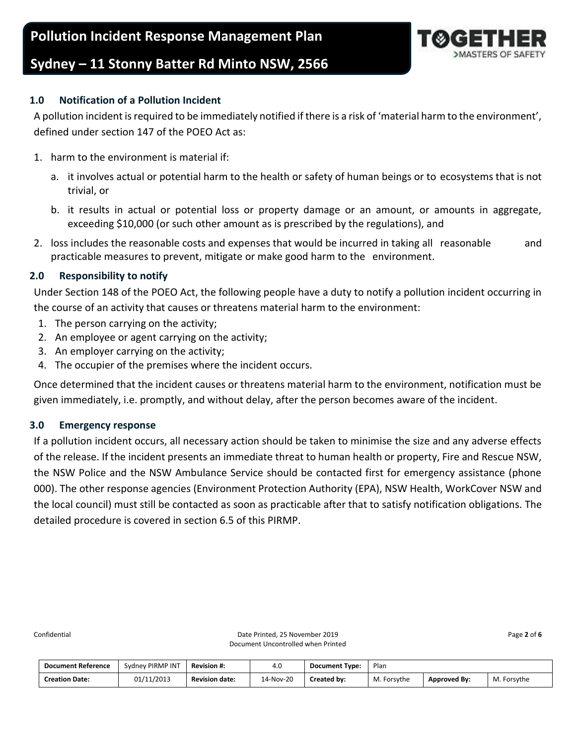## 1.0 Notification of a Pollution Incident

A pollution incident is required to be immediately notified if there is a risk of 'material harm to the environment', defined under section 147 of the POEO Act as:

1. harm to the environment is material if:
   a. it involves actual or potential harm to the health or safety of human beings or to ecosystems that is not trivial, or
   b. it results in actual or potential loss or property damage or an amount, or amounts in aggregate, exceeding $10,000 (or such other amount as is prescribed by the regulations), and
2. loss includes the reasonable costs and expenses that would be incurred in taking all reasonable and practicable measures to prevent, mitigate or make good harm to the environment.

## 2.0 Responsibility to notify

Under Section 148 of the POEO Act, the following people have a duty to notify a pollution incident occurring in the course of an activity that causes or threatens material harm to the environment:

1. The person carrying on the activity;
2. An employee or agent carrying on the activity;
3. An employer carrying on the activity;
4. The occupier of the premises where the incident occurs.

Once determined that the incident causes or threatens material harm to the environment, notification must be given immediately, i.e. promptly, and without delay, after the person becomes aware of the incident.

## 3.0 Emergency response

If a pollution incident occurs, all necessary action should be taken to minimise the size and any adverse effects of the release. If the incident presents an immediate threat to human health or property, Fire and Rescue NSW, the NSW Police and the NSW Ambulance Service should be contacted first for emergency assistance (phone 000). The other response agencies (Environment Protection Authority (EPA), NSW Health, WorkCover NSW and the local council) must still be contacted as soon as practicable after that to satisfy notification obligations. The detailed procedure is covered in section 6.5 of this PIRMP.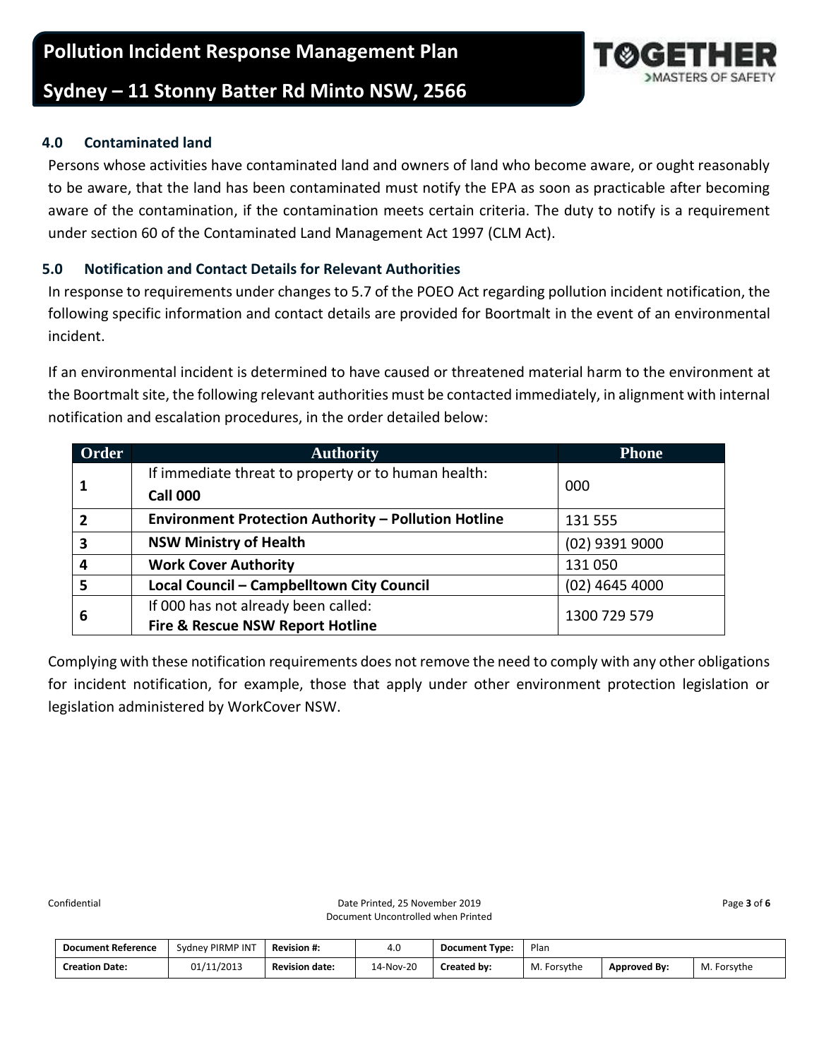## 4.0 Contaminated land

Persons whose activities have contaminated land and owners of land who become aware, or ought reasonably to be aware, that the land has been contaminated must notify the EPA as soon as practicable after becoming aware of the contamination, if the contamination meets certain criteria. The duty to notify is a requirement under section 60 of the Contaminated Land Management Act 1997 (CLM Act).

## 5.0 Notification and Contact Details for Relevant Authorities

In response to requirements under changes to 5.7 of the POEO Act regarding pollution incident notification, the following specific information and contact details are provided for Boortmalt in the event of an environmental incident.

If an environmental incident is determined to have caused or threatened material harm to the environment at the Boortmalt site, the following relevant authorities must be contacted immediately, in alignment with internal notification and escalation procedures, in the order detailed below:

| Order | Authority | Phone |
|---|---|---|
| 1 | If immediate threat to property or to human health: **Call 000** | 000 |
| 2 | **Environment Protection Authority – Pollution Hotline** | 131 555 |
| 3 | **NSW Ministry of Health** | (02) 9391 9000 |
| 4 | **Work Cover Authority** | 131 050 |
| 5 | **Local Council – Campbelltown City Council** | (02) 4645 4000 |
| 6 | If 000 has not already been called: **Fire & Rescue NSW Report Hotline** | 1300 729 579 |

Complying with these notification requirements does not remove the need to comply with any other obligations for incident notification, for example, those that apply under other environment protection legislation or legislation administered by WorkCover NSW.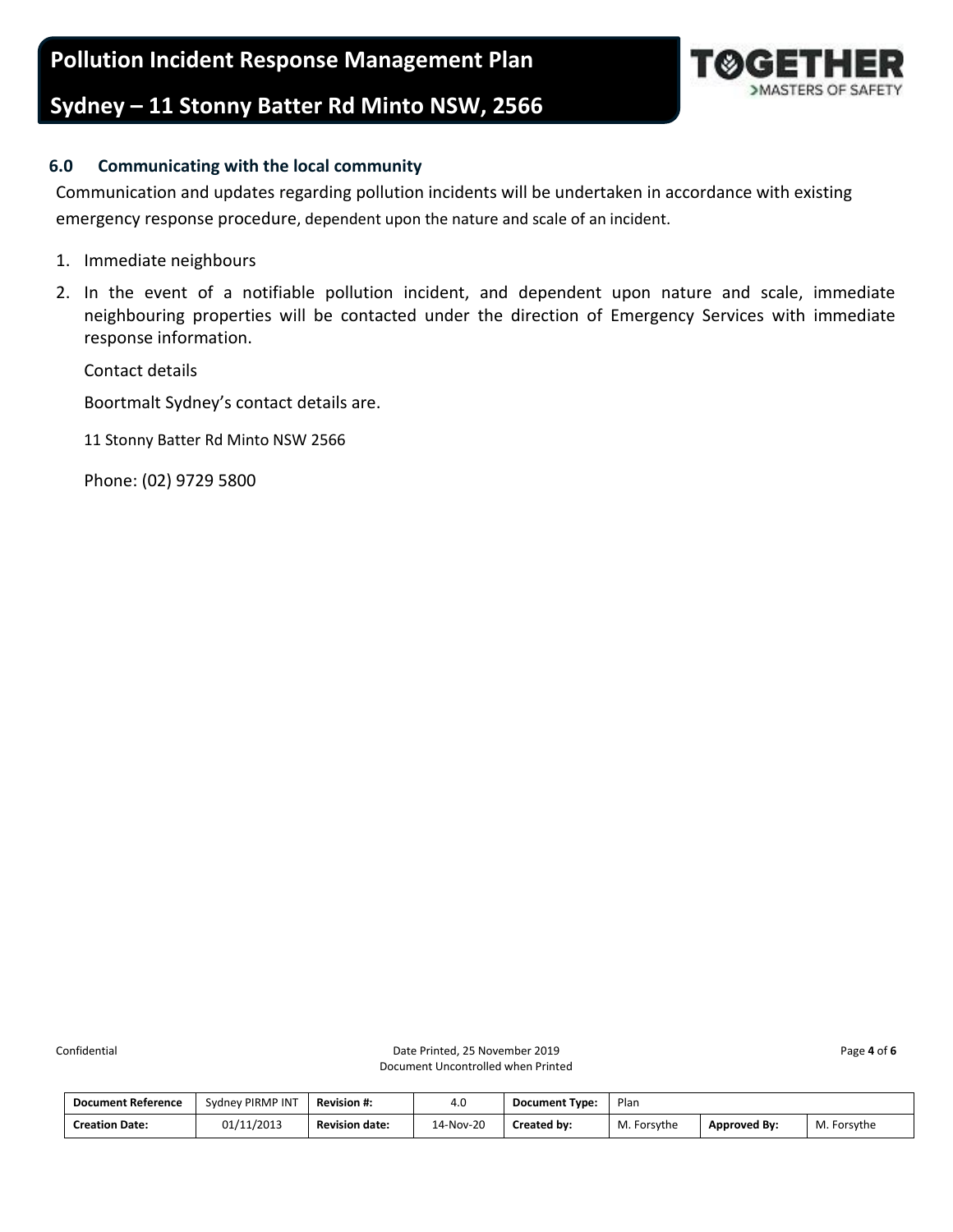## 6.0 Communicating with the local community

Communication and updates regarding pollution incidents will be undertaken in accordance with existing emergency response procedure, dependent upon the nature and scale of an incident.

1. Immediate neighbours
2. In the event of a notifiable pollution incident, and dependent upon nature and scale, immediate neighbouring properties will be contacted under the direction of Emergency Services with immediate response information.

   Contact details

   Boortmalt Sydney's contact details are.

   11 Stonny Batter Rd Minto NSW 2566

   Phone: (02) 9729 5800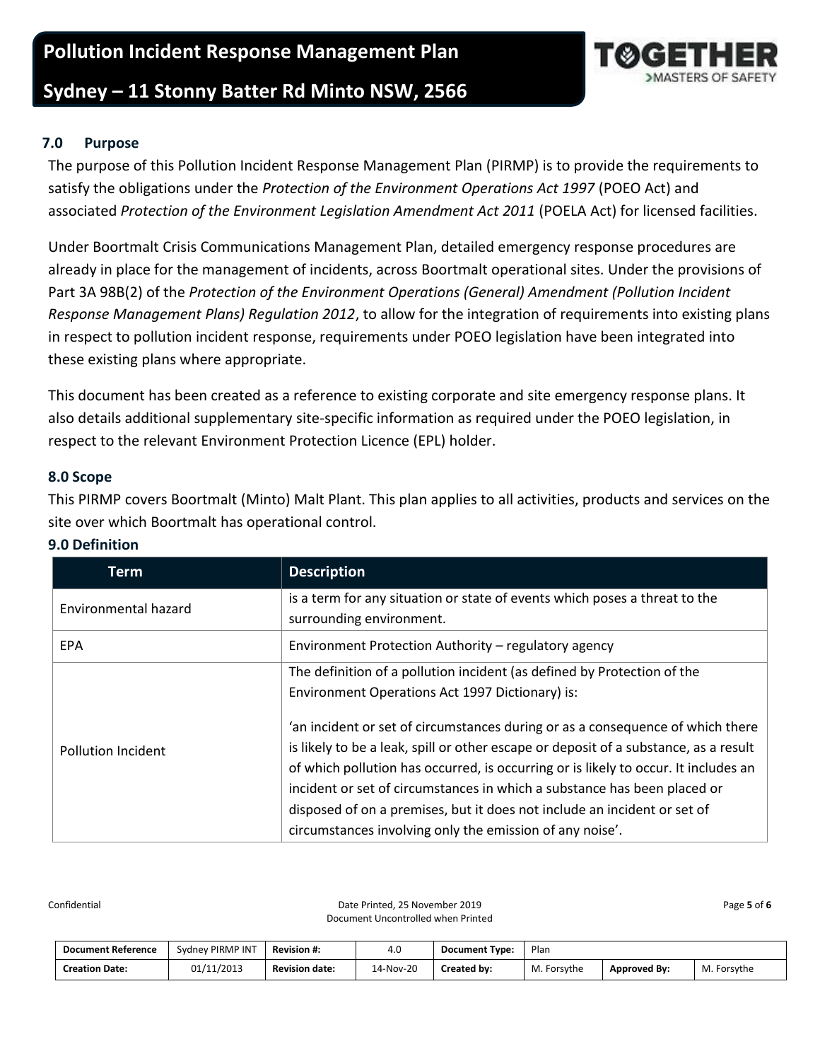## 7.0 Purpose

The purpose of this Pollution Incident Response Management Plan (PIRMP) is to provide the requirements to satisfy the obligations under the *Protection of the Environment Operations Act 1997* (POEO Act) and associated *Protection of the Environment Legislation Amendment Act 2011* (POELA Act) for licensed facilities.

Under Boortmalt Crisis Communications Management Plan, detailed emergency response procedures are already in place for the management of incidents, across Boortmalt operational sites. Under the provisions of Part 3A 98B(2) of the *Protection of the Environment Operations (General) Amendment (Pollution Incident Response Management Plans) Regulation 2012*, to allow for the integration of requirements into existing plans in respect to pollution incident response, requirements under POEO legislation have been integrated into these existing plans where appropriate.

This document has been created as a reference to existing corporate and site emergency response plans. It also details additional supplementary site-specific information as required under the POEO legislation, in respect to the relevant Environment Protection Licence (EPL) holder.

## 8.0 Scope

This PIRMP covers Boortmalt (Minto) Malt Plant. This plan applies to all activities, products and services on the site over which Boortmalt has operational control.

## 9.0 Definition

| Term | Description |
|---|---|
| Environmental hazard | is a term for any situation or state of events which poses a threat to the surrounding environment. |
| EPA | Environment Protection Authority – regulatory agency |
| Pollution Incident | The definition of a pollution incident (as defined by Protection of the Environment Operations Act 1997 Dictionary) is:<br><br>'an incident or set of circumstances during or as a consequence of which there is likely to be a leak, spill or other escape or deposit of a substance, as a result of which pollution has occurred, is occurring or is likely to occur. It includes an incident or set of circumstances in which a substance has been placed or disposed of on a premises, but it does not include an incident or set of circumstances involving only the emission of any noise'. |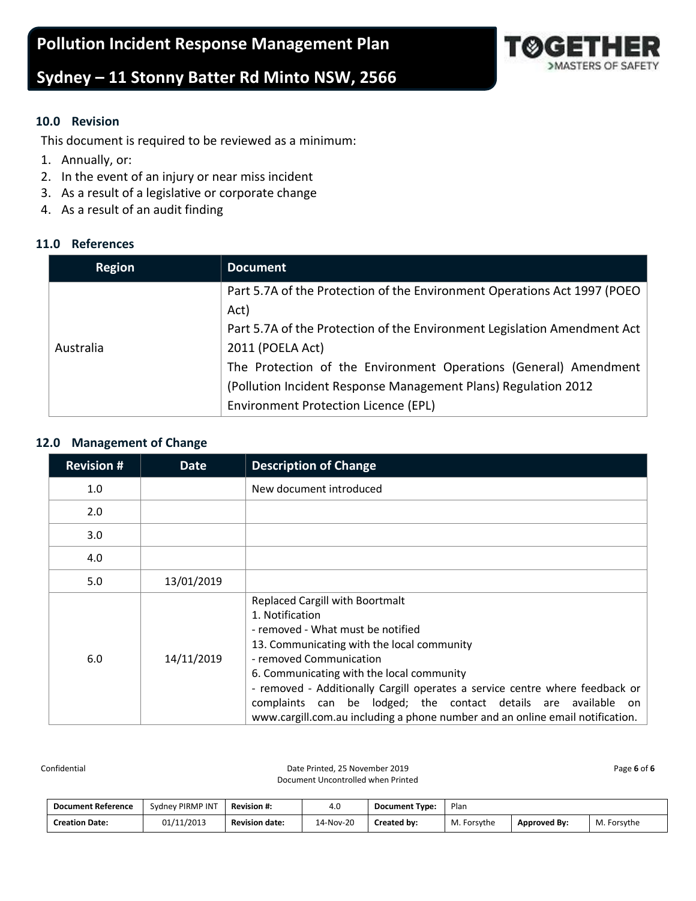### 10.0 Revision

This document is required to be reviewed as a minimum:

1. Annually, or:
2. In the event of an injury or near miss incident
3. As a result of a legislative or corporate change
4. As a result of an audit finding

### 11.0 References

| Region | Document |
| --- | --- |
| Australia | Part 5.7A of the Protection of the Environment Operations Act 1997 (POEO Act)<br>Part 5.7A of the Protection of the Environment Legislation Amendment Act 2011 (POELA Act)<br>The Protection of the Environment Operations (General) Amendment (Pollution Incident Response Management Plans) Regulation 2012<br>Environment Protection Licence (EPL) |

### 12.0 Management of Change

| Revision # | Date | Description of Change |
| --- | --- | --- |
| 1.0 | | New document introduced |
| 2.0 | | |
| 3.0 | | |
| 4.0 | | |
| 5.0 | 13/01/2019 | |
| 6.0 | 14/11/2019 | Replaced Cargill with Boortmalt<br>1. Notification<br>- removed - What must be notified<br>13. Communicating with the local community<br>- removed Communication<br>6. Communicating with the local community<br>- removed - Additionally Cargill operates a service centre where feedback or complaints can be lodged; the contact details are available on www.cargill.com.au including a phone number and an online email notification. |

Confidential

Date Printed, 25 November 2019
Document Uncontrolled when Printed

| | | | | | | | |
| --- | --- | --- | --- | --- | --- | --- | --- |
| **Document Reference** | Sydney PIRMP INT | **Revision #:** | 4.0 | **Document Type:** | Plan | | |
| **Creation Date:** | 01/11/2013 | **Revision date:** | 14-Nov-20 | **Created by:** | M. Forsythe | **Approved By:** | M. Forsythe |